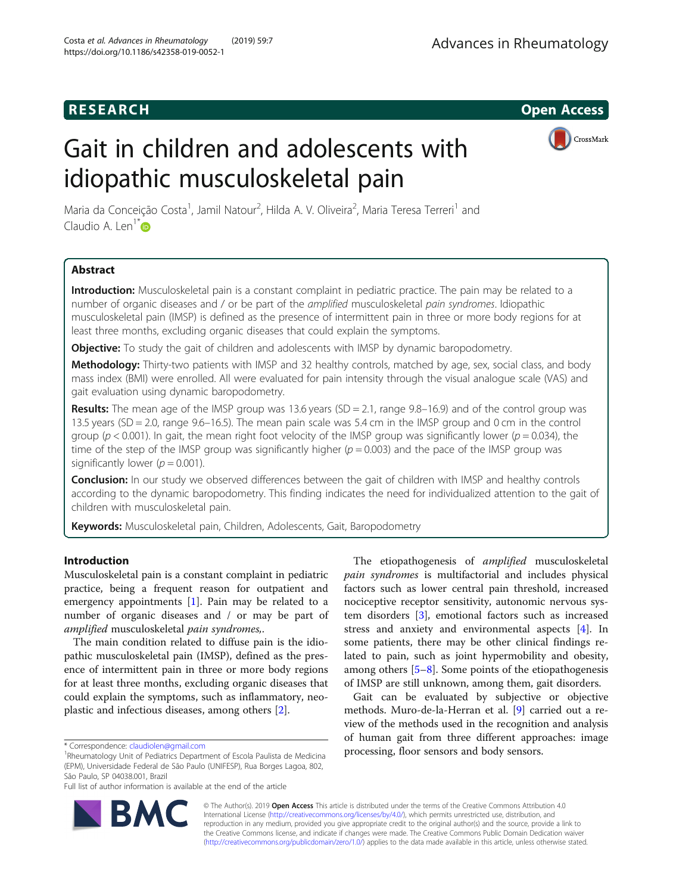RESEARCH

Open Access

# Gait in children and adolescents with idiopathic musculoskeletal pain

Maria da Conceição Costa[1], Jamil Natour[2], Hilda A. V. Oliveira[2], Maria Teresa Terreri[1] and Claudio A. Len[1*]

## Abstract

**Introduction:** Musculoskeletal pain is a constant complaint in pediatric practice. The pain may be related to a number of organic diseases and / or be part of the *amplified* musculoskeletal *pain syndromes*. Idiopathic musculoskeletal pain (IMSP) is defined as the presence of intermittent pain in three or more body regions for at least three months, excluding organic diseases that could explain the symptoms.

**Objective:** To study the gait of children and adolescents with IMSP by dynamic baropodometry.

**Methodology:** Thirty-two patients with IMSP and 32 healthy controls, matched by age, sex, social class, and body mass index (BMI) were enrolled. All were evaluated for pain intensity through the visual analogue scale (VAS) and gait evaluation using dynamic baropodometry.

**Results:** The mean age of the IMSP group was 13.6 years (SD = 2.1, range 9.8–16.9) and of the control group was 13.5 years (SD = 2.0, range 9.6–16.5). The mean pain scale was 5.4 cm in the IMSP group and 0 cm in the control group ($p < 0.001$). In gait, the mean right foot velocity of the IMSP group was significantly lower ($p = 0.034$), the time of the step of the IMSP group was significantly higher ($p = 0.003$) and the pace of the IMSP group was significantly lower ($p = 0.001$).

**Conclusion:** In our study we observed differences between the gait of children with IMSP and healthy controls according to the dynamic baropodometry. This finding indicates the need for individualized attention to the gait of children with musculoskeletal pain.

**Keywords:** Musculoskeletal pain, Children, Adolescents, Gait, Baropodometry

## Introduction

Musculoskeletal pain is a constant complaint in pediatric practice, being a frequent reason for outpatient and emergency appointments [1]. Pain may be related to a number of organic diseases and / or may be part of *amplified* musculoskeletal *pain syndromes*,.

The main condition related to diffuse pain is the idiopathic musculoskeletal pain (IMSP), defined as the presence of intermittent pain in three or more body regions for at least three months, excluding organic diseases that could explain the symptoms, such as inflammatory, neoplastic and infectious diseases, among others [2].

The etiopathogenesis of *amplified* musculoskeletal *pain syndromes* is multifactorial and includes physical factors such as lower central pain threshold, increased nociceptive receptor sensitivity, autonomic nervous system disorders [3], emotional factors such as increased stress and anxiety and environmental aspects [4]. In some patients, there may be other clinical findings related to pain, such as joint hypermobility and obesity, among others [5–8]. Some points of the etiopathogenesis of IMSP are still unknown, among them, gait disorders.

Gait can be evaluated by subjective or objective methods. Muro-de-la-Herran et al. [9] carried out a review of the methods used in the recognition and analysis of human gait from three different approaches: image processing, floor sensors and body sensors.

* Correspondence: claudiolen@gmail.com
[1]Rheumatology Unit of Pediatrics Department of Escola Paulista de Medicina (EPM), Universidade Federal de São Paulo (UNIFESP), Rua Borges Lagoa, 802, São Paulo, SP 04038.001, Brazil
Full list of author information is available at the end of the article

© The Author(s). 2019 **Open Access** This article is distributed under the terms of the Creative Commons Attribution 4.0 International License (http://creativecommons.org/licenses/by/4.0/), which permits unrestricted use, distribution, and reproduction in any medium, provided you give appropriate credit to the original author(s) and the source, provide a link to the Creative Commons license, and indicate if changes were made. The Creative Commons Public Domain Dedication waiver (http://creativecommons.org/publicdomain/zero/1.0/) applies to the data made available in this article, unless otherwise stated.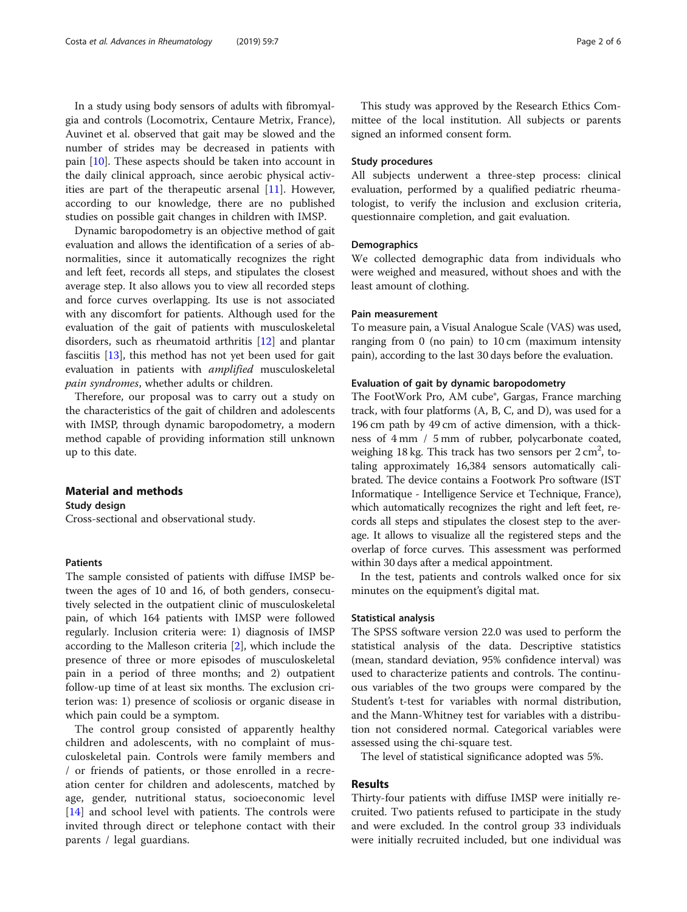In a study using body sensors of adults with fibromyalgia and controls (Locomotrix, Centaure Metrix, France), Auvinet et al. observed that gait may be slowed and the number of strides may be decreased in patients with pain [10]. These aspects should be taken into account in the daily clinical approach, since aerobic physical activities are part of the therapeutic arsenal [11]. However, according to our knowledge, there are no published studies on possible gait changes in children with IMSP.

Dynamic baropodometry is an objective method of gait evaluation and allows the identification of a series of abnormalities, since it automatically recognizes the right and left feet, records all steps, and stipulates the closest average step. It also allows you to view all recorded steps and force curves overlapping. Its use is not associated with any discomfort for patients. Although used for the evaluation of the gait of patients with musculoskeletal disorders, such as rheumatoid arthritis [12] and plantar fasciitis [13], this method has not yet been used for gait evaluation in patients with *amplified* musculoskeletal *pain syndromes*, whether adults or children.

Therefore, our proposal was to carry out a study on the characteristics of the gait of children and adolescents with IMSP, through dynamic baropodometry, a modern method capable of providing information still unknown up to this date.

## Material and methods

### Study design

Cross-sectional and observational study.

### Patients

The sample consisted of patients with diffuse IMSP between the ages of 10 and 16, of both genders, consecutively selected in the outpatient clinic of musculoskeletal pain, of which 164 patients with IMSP were followed regularly. Inclusion criteria were: 1) diagnosis of IMSP according to the Malleson criteria [2], which include the presence of three or more episodes of musculoskeletal pain in a period of three months; and 2) outpatient follow-up time of at least six months. The exclusion criterion was: 1) presence of scoliosis or organic disease in which pain could be a symptom.

The control group consisted of apparently healthy children and adolescents, with no complaint of musculoskeletal pain. Controls were family members and / or friends of patients, or those enrolled in a recreation center for children and adolescents, matched by age, gender, nutritional status, socioeconomic level [14] and school level with patients. The controls were invited through direct or telephone contact with their parents / legal guardians.

This study was approved by the Research Ethics Committee of the local institution. All subjects or parents signed an informed consent form.

### Study procedures

All subjects underwent a three-step process: clinical evaluation, performed by a qualified pediatric rheumatologist, to verify the inclusion and exclusion criteria, questionnaire completion, and gait evaluation.

### Demographics

We collected demographic data from individuals who were weighed and measured, without shoes and with the least amount of clothing.

### Pain measurement

To measure pain, a Visual Analogue Scale (VAS) was used, ranging from 0 (no pain) to 10 cm (maximum intensity pain), according to the last 30 days before the evaluation.

### Evaluation of gait by dynamic baropodometry

The FootWork Pro, AM cube®, Gargas, France marching track, with four platforms (A, B, C, and D), was used for a 196 cm path by 49 cm of active dimension, with a thickness of 4 mm / 5 mm of rubber, polycarbonate coated, weighing 18 kg. This track has two sensors per 2 cm$^2$, totaling approximately 16,384 sensors automatically calibrated. The device contains a Footwork Pro software (IST Informatique - Intelligence Service et Technique, France), which automatically recognizes the right and left feet, records all steps and stipulates the closest step to the average. It allows to visualize all the registered steps and the overlap of force curves. This assessment was performed within 30 days after a medical appointment.

In the test, patients and controls walked once for six minutes on the equipment's digital mat.

### Statistical analysis

The SPSS software version 22.0 was used to perform the statistical analysis of the data. Descriptive statistics (mean, standard deviation, 95% confidence interval) was used to characterize patients and controls. The continuous variables of the two groups were compared by the Student's t-test for variables with normal distribution, and the Mann-Whitney test for variables with a distribution not considered normal. Categorical variables were assessed using the chi-square test.

The level of statistical significance adopted was 5%.

## Results

Thirty-four patients with diffuse IMSP were initially recruited. Two patients refused to participate in the study and were excluded. In the control group 33 individuals were initially recruited included, but one individual was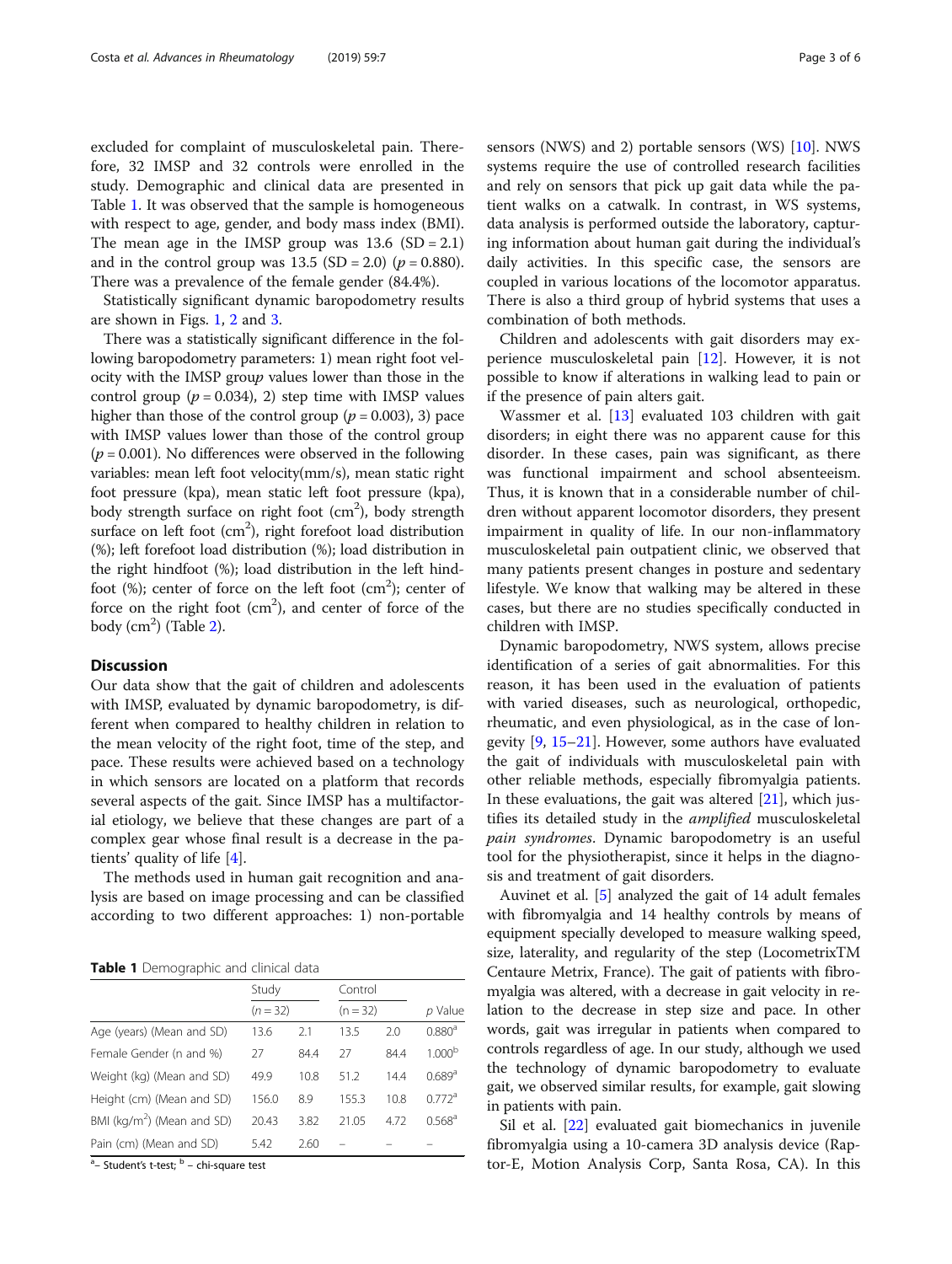excluded for complaint of musculoskeletal pain. Therefore, 32 IMSP and 32 controls were enrolled in the study. Demographic and clinical data are presented in Table 1. It was observed that the sample is homogeneous with respect to age, gender, and body mass index (BMI). The mean age in the IMSP group was 13.6 (SD = 2.1) and in the control group was 13.5 (SD = 2.0) ($p = 0.880$). There was a prevalence of the female gender (84.4%).

Statistically significant dynamic baropodometry results are shown in Figs. 1, 2 and 3.

There was a statistically significant difference in the following baropodometry parameters: 1) mean right foot velocity with the IMSP group values lower than those in the control group ($p = 0.034$), 2) step time with IMSP values higher than those of the control group ($p = 0.003$), 3) pace with IMSP values lower than those of the control group ($p = 0.001$). No differences were observed in the following variables: mean left foot velocity(mm/s), mean static right foot pressure (kpa), mean static left foot pressure (kpa), body strength surface on right foot ($cm^2$), body strength surface on left foot ($cm^2$), right forefoot load distribution (%); left forefoot load distribution (%); load distribution in the right hindfoot (%); load distribution in the left hindfoot (%); center of force on the left foot ($cm^2$); center of force on the right foot ($cm^2$), and center of force of the body ($cm^2$) (Table 2).

## Discussion

Our data show that the gait of children and adolescents with IMSP, evaluated by dynamic baropodometry, is different when compared to healthy children in relation to the mean velocity of the right foot, time of the step, and pace. These results were achieved based on a technology in which sensors are located on a platform that records several aspects of the gait. Since IMSP has a multifactorial etiology, we believe that these changes are part of a complex gear whose final result is a decrease in the patients' quality of life [4].

The methods used in human gait recognition and analysis are based on image processing and can be classified according to two different approaches: 1) non-portable sensors (NWS) and 2) portable sensors (WS) [10]. NWS systems require the use of controlled research facilities and rely on sensors that pick up gait data while the patient walks on a catwalk. In contrast, in WS systems, data analysis is performed outside the laboratory, capturing information about human gait during the individual's daily activities. In this specific case, the sensors are coupled in various locations of the locomotor apparatus. There is also a third group of hybrid systems that uses a combination of both methods.

Children and adolescents with gait disorders may experience musculoskeletal pain [12]. However, it is not possible to know if alterations in walking lead to pain or if the presence of pain alters gait.

Wassmer et al. [13] evaluated 103 children with gait disorders; in eight there was no apparent cause for this disorder. In these cases, pain was significant, as there was functional impairment and school absenteeism. Thus, it is known that in a considerable number of children without apparent locomotor disorders, they present impairment in quality of life. In our non-inflammatory musculoskeletal pain outpatient clinic, we observed that many patients present changes in posture and sedentary lifestyle. We know that walking may be altered in these cases, but there are no studies specifically conducted in children with IMSP.

Dynamic baropodometry, NWS system, allows precise identification of a series of gait abnormalities. For this reason, it has been used in the evaluation of patients with varied diseases, such as neurological, orthopedic, rheumatic, and even physiological, as in the case of longevity [9, 15–21]. However, some authors have evaluated the gait of individuals with musculoskeletal pain with other reliable methods, especially fibromyalgia patients. In these evaluations, the gait was altered [21], which justifies its detailed study in the *amplified* musculoskeletal *pain syndromes*. Dynamic baropodometry is an useful tool for the physiotherapist, since it helps in the diagnosis and treatment of gait disorders.

Auvinet et al. [5] analyzed the gait of 14 adult females with fibromyalgia and 14 healthy controls by means of equipment specially developed to measure walking speed, size, laterality, and regularity of the step (LocometrixTM Centaure Metrix, France). The gait of patients with fibromyalgia was altered, with a decrease in gait velocity in relation to the decrease in step size and pace. In other words, gait was irregular in patients when compared to controls regardless of age. In our study, although we used the technology of dynamic baropodometry to evaluate gait, we observed similar results, for example, gait slowing in patients with pain.

Sil et al. [22] evaluated gait biomechanics in juvenile fibromyalgia using a 10-camera 3D analysis device (Raptor-E, Motion Analysis Corp, Santa Rosa, CA). In this

**Table 1** Demographic and clinical data

| | Study | | Control | | |
|---|---|---|---|---|---|
| | ($n = 32$) | | ($n = 32$) | | $p$ Value |
| Age (years) (Mean and SD) | 13.6 | 2.1 | 13.5 | 2.0 | 0.880[a] |
| Female Gender (n and %) | 27 | 84.4 | 27 | 84.4 | 1.000[b] |
| Weight (kg) (Mean and SD) | 49.9 | 10.8 | 51.2 | 14.4 | 0.689[a] |
| Height (cm) (Mean and SD) | 156.0 | 8.9 | 155.3 | 10.8 | 0.772[a] |
| BMI ($kg/m^2$) (Mean and SD) | 20.43 | 3.82 | 21.05 | 4.72 | 0.568[a] |
| Pain (cm) (Mean and SD) | 5.42 | 2.60 | – | – | – |

[a]– Student's t-test; [b] – chi-square test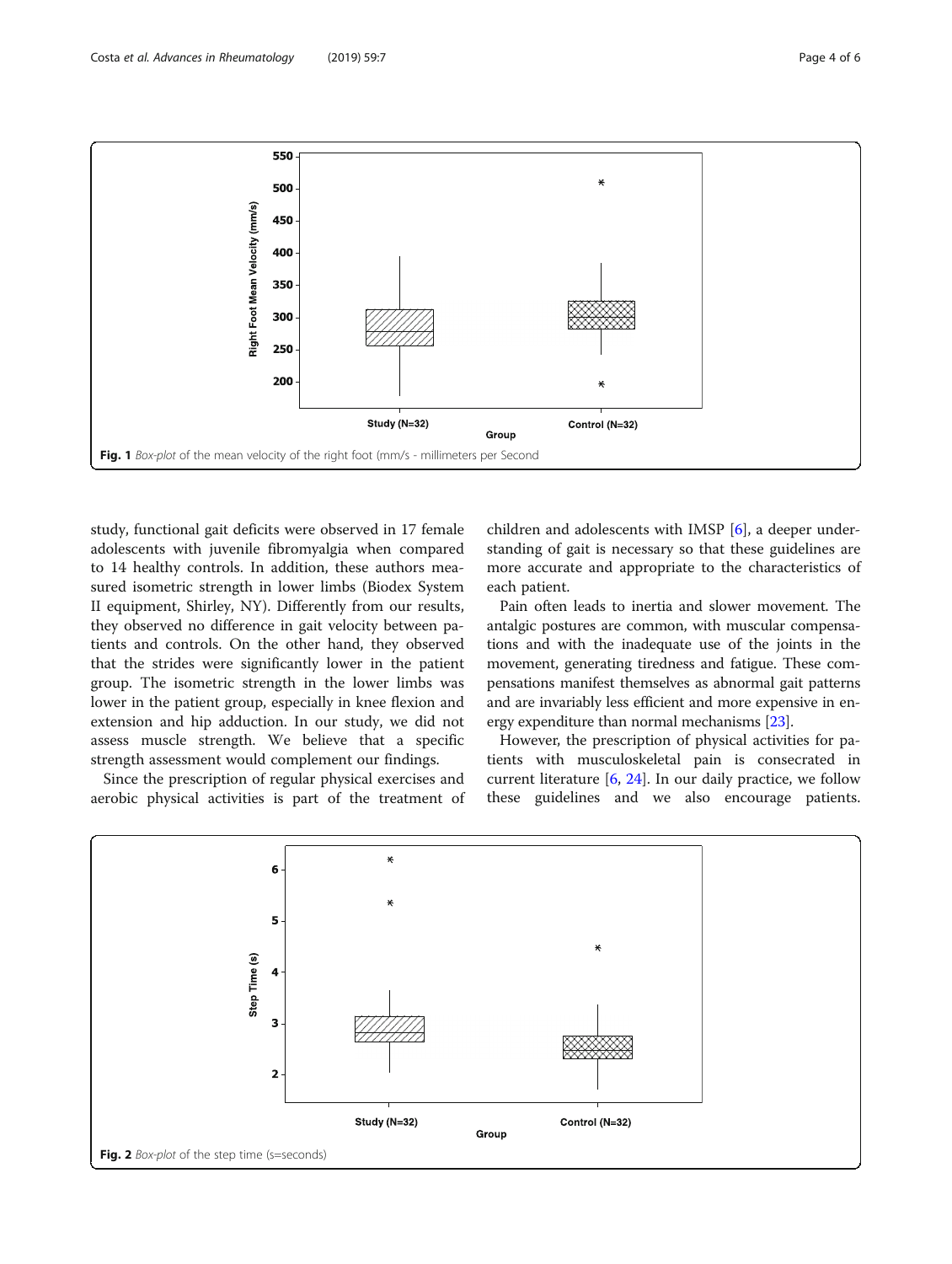Fig. 1 *Box-plot* of the mean velocity of the right foot (mm/s - millimeters per Second

study, functional gait deficits were observed in 17 female adolescents with juvenile fibromyalgia when compared to 14 healthy controls. In addition, these authors measured isometric strength in lower limbs (Biodex System II equipment, Shirley, NY). Differently from our results, they observed no difference in gait velocity between patients and controls. On the other hand, they observed that the strides were significantly lower in the patient group. The isometric strength in the lower limbs was lower in the patient group, especially in knee flexion and extension and hip adduction. In our study, we did not assess muscle strength. We believe that a specific strength assessment would complement our findings.

Since the prescription of regular physical exercises and aerobic physical activities is part of the treatment of children and adolescents with IMSP [6], a deeper understanding of gait is necessary so that these guidelines are more accurate and appropriate to the characteristics of each patient.

Pain often leads to inertia and slower movement. The antalgic postures are common, with muscular compensations and with the inadequate use of the joints in the movement, generating tiredness and fatigue. These compensations manifest themselves as abnormal gait patterns and are invariably less efficient and more expensive in energy expenditure than normal mechanisms [23].

However, the prescription of physical activities for patients with musculoskeletal pain is consecrated in current literature [6, 24]. In our daily practice, we follow these guidelines and we also encourage patients.

Fig. 2 *Box-plot* of the step time (s=seconds)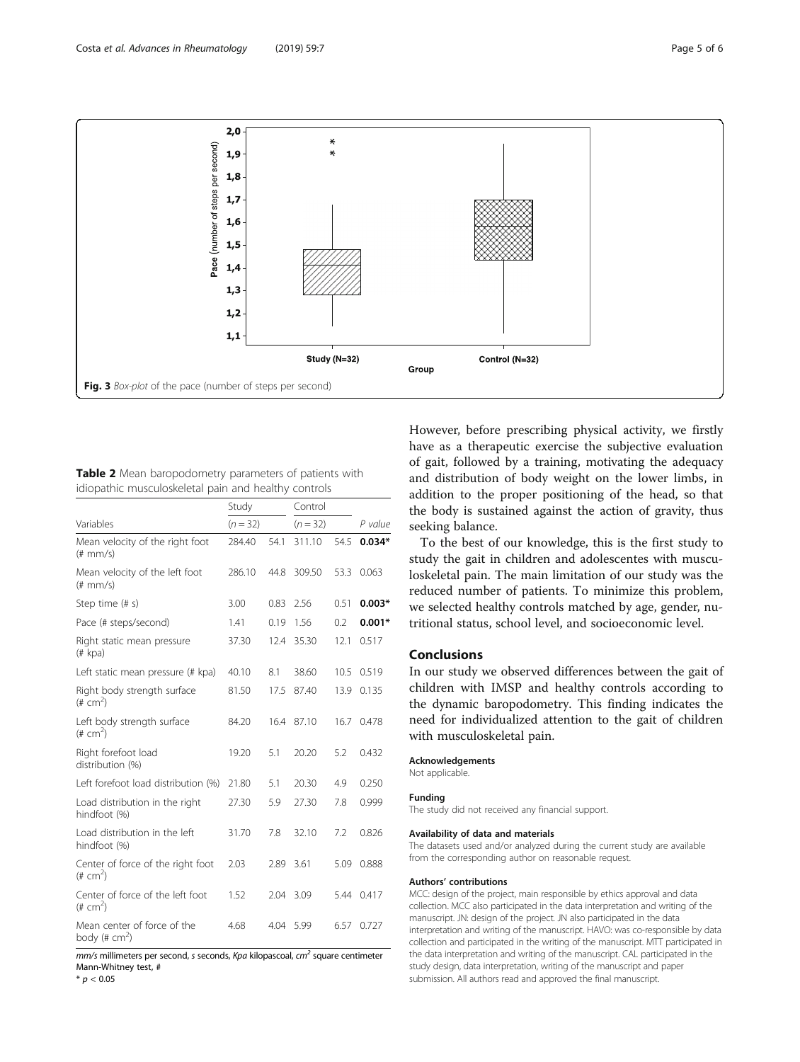**Fig. 3** *Box-plot* of the pace (number of steps per second)

**Table 2** Mean baropodometry parameters of patients with idiopathic musculoskeletal pain and healthy controls

| Variables | Study ($n = 32$) | | Control ($n = 32$) | | P value |
|---|---|---|---|---|---|
| Mean velocity of the right foot (# mm/s) | 284.40 | 54.1 | 311.10 | 54.5 | **0.034*** |
| Mean velocity of the left foot (# mm/s) | 286.10 | 44.8 | 309.50 | 53.3 | 0.063 |
| Step time (# s) | 3.00 | 0.83 | 2.56 | 0.51 | **0.003*** |
| Pace (# steps/second) | 1.41 | 0.19 | 1.56 | 0.2 | **0.001*** |
| Right static mean pressure (# kpa) | 37.30 | 12.4 | 35.30 | 12.1 | 0.517 |
| Left static mean pressure (# kpa) | 40.10 | 8.1 | 38.60 | 10.5 | 0.519 |
| Right body strength surface (# $cm^2$) | 81.50 | 17.5 | 87.40 | 13.9 | 0.135 |
| Left body strength surface (# $cm^2$) | 84.20 | 16.4 | 87.10 | 16.7 | 0.478 |
| Right forefoot load distribution (%) | 19.20 | 5.1 | 20.20 | 5.2 | 0.432 |
| Left forefoot load distribution (%) | 21.80 | 5.1 | 20.30 | 4.9 | 0.250 |
| Load distribution in the right hindfoot (%) | 27.30 | 5.9 | 27.30 | 7.8 | 0.999 |
| Load distribution in the left hindfoot (%) | 31.70 | 7.8 | 32.10 | 7.2 | 0.826 |
| Center of force of the right foot (# $cm^2$) | 2.03 | 2.89 | 3.61 | 5.09 | 0.888 |
| Center of force of the left foot (# $cm^2$) | 1.52 | 2.04 | 3.09 | 5.44 | 0.417 |
| Mean center of force of the body (# $cm^2$) | 4.68 | 4.04 | 5.99 | 6.57 | 0.727 |

*mm/s* millimeters per second, *s* seconds, *Kpa* kilopascoal, *$cm^2$* square centimeter
Mann-Whitney test, #
* $p < 0.05$

However, before prescribing physical activity, we firstly have as a therapeutic exercise the subjective evaluation of gait, followed by a training, motivating the adequacy and distribution of body weight on the lower limbs, in addition to the proper positioning of the head, so that the body is sustained against the action of gravity, thus seeking balance.

To the best of our knowledge, this is the first study to study the gait in children and adolescentes with musculoskeletal pain. The main limitation of our study was the reduced number of patients. To minimize this problem, we selected healthy controls matched by age, gender, nutritional status, school level, and socioeconomic level.

## Conclusions

In our study we observed differences between the gait of children with IMSP and healthy controls according to the dynamic baropodometry. This finding indicates the need for individualized attention to the gait of children with musculoskeletal pain.

#### Acknowledgements

Not applicable.

#### Funding

The study did not received any financial support.

#### Availability of data and materials

The datasets used and/or analyzed during the current study are available from the corresponding author on reasonable request.

#### Authors' contributions

MCC: design of the project, main responsible by ethics approval and data collection. MCC also participated in the data interpretation and writing of the manuscript. JN: design of the project. JN also participated in the data interpretation and writing of the manuscript. HAVO: was co-responsible by data collection and participated in the writing of the manuscript. MTT participated in the data interpretation and writing of the manuscript. CAL participated in the study design, data interpretation, writing of the manuscript and paper submission. All authors read and approved the final manuscript.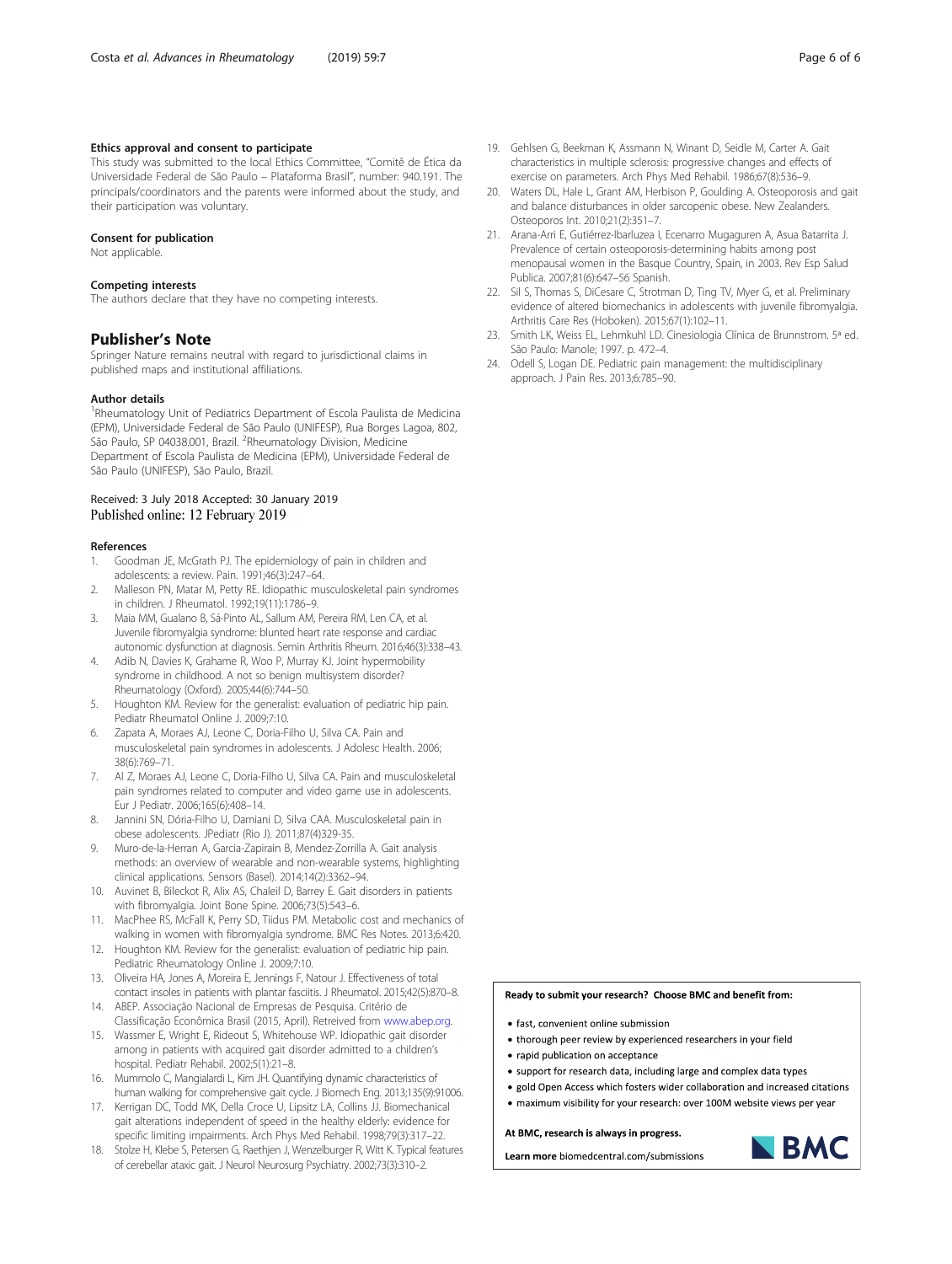#### Ethics approval and consent to participate

This study was submitted to the local Ethics Committee, "Comitê de Ética da Universidade Federal de São Paulo – Plataforma Brasil", number: 940.191. The principals/coordinators and the parents were informed about the study, and their participation was voluntary.

#### Consent for publication

Not applicable.

#### Competing interests

The authors declare that they have no competing interests.

## Publisher's Note

Springer Nature remains neutral with regard to jurisdictional claims in published maps and institutional affiliations.

#### Author details

[1]Rheumatology Unit of Pediatrics Department of Escola Paulista de Medicina (EPM), Universidade Federal de São Paulo (UNIFESP), Rua Borges Lagoa, 802, São Paulo, SP 04038.001, Brazil. [2]Rheumatology Division, Medicine Department of Escola Paulista de Medicina (EPM), Universidade Federal de São Paulo (UNIFESP), São Paulo, Brazil.

Received: 3 July 2018 Accepted: 30 January 2019
Published online: 12 February 2019

#### References

1. Goodman JE, McGrath PJ. The epidemiology of pain in children and adolescents: a review. Pain. 1991;46(3):247–64.
2. Malleson PN, Matar M, Petty RE. Idiopathic musculoskeletal pain syndromes in children. J Rheumatol. 1992;19(11):1786–9.
3. Maia MM, Gualano B, Sá-Pinto AL, Sallum AM, Pereira RM, Len CA, et al. Juvenile fibromyalgia syndrome: blunted heart rate response and cardiac autonomic dysfunction at diagnosis. Semin Arthritis Rheum. 2016;46(3):338–43.
4. Adib N, Davies K, Grahame R, Woo P, Murray KJ. Joint hypermobility syndrome in childhood. A not so benign multisystem disorder? Rheumatology (Oxford). 2005;44(6):744–50.
5. Houghton KM. Review for the generalist: evaluation of pediatric hip pain. Pediatr Rheumatol Online J. 2009;7:10.
6. Zapata A, Moraes AJ, Leone C, Doria-Filho U, Silva CA. Pain and musculoskeletal pain syndromes in adolescents. J Adolesc Health. 2006; 38(6):769–71.
7. Al Z, Moraes AJ, Leone C, Doria-Filho U, Silva CA. Pain and musculoskeletal pain syndromes related to computer and video game use in adolescents. Eur J Pediatr. 2006;165(6):408–14.
8. Jannini SN, Dória-Filho U, Damiani D, Silva CAA. Musculoskeletal pain in obese adolescents. JPediatr (Rio J). 2011;87(4)329-35.
9. Muro-de-la-Herran A, Garcia-Zapirain B, Mendez-Zorrilla A. Gait analysis methods: an overview of wearable and non-wearable systems, highlighting clinical applications. Sensors (Basel). 2014;14(2):3362–94.
10. Auvinet B, Bileckot R, Alix AS, Chaleil D, Barrey E. Gait disorders in patients with fibromyalgia. Joint Bone Spine. 2006;73(5):543–6.
11. MacPhee RS, McFall K, Perry SD, Tiidus PM. Metabolic cost and mechanics of walking in women with fibromyalgia syndrome. BMC Res Notes. 2013;6:420.
12. Houghton KM. Review for the generalist: evaluation of pediatric hip pain. Pediatric Rheumatology Online J. 2009;7:10.
13. Oliveira HA, Jones A, Moreira E, Jennings F, Natour J. Effectiveness of total contact insoles in patients with plantar fasciitis. J Rheumatol. 2015;42(5):870–8.
14. ABEP. Associação Nacional de Empresas de Pesquisa. Critério de Classificação Econômica Brasil (2015, April). Retreived from www.abep.org.
15. Wassmer E, Wright E, Rideout S, Whitehouse WP. Idiopathic gait disorder among in patients with acquired gait disorder admitted to a children's hospital. Pediatr Rehabil. 2002;5(1):21–8.
16. Mummolo C, Mangialardi L, Kim JH. Quantifying dynamic characteristics of human walking for comprehensive gait cycle. J Biomech Eng. 2013;135(9):91006.
17. Kerrigan DC, Todd MK, Della Croce U, Lipsitz LA, Collins JJ. Biomechanical gait alterations independent of speed in the healthy elderly: evidence for specific limiting impairments. Arch Phys Med Rehabil. 1998;79(3):317–22.
18. Stolze H, Klebe S, Petersen G, Raethjen J, Wenzelburger R, Witt K. Typical features of cerebellar ataxic gait. J Neurol Neurosurg Psychiatry. 2002;73(3):310–2.
19. Gehlsen G, Beekman K, Assmann N, Winant D, Seidle M, Carter A. Gait characteristics in multiple sclerosis: progressive changes and effects of exercise on parameters. Arch Phys Med Rehabil. 1986;67(8):536–9.
20. Waters DL, Hale L, Grant AM, Herbison P, Goulding A. Osteoporosis and gait and balance disturbances in older sarcopenic obese. New Zealanders. Osteoporos Int. 2010;21(2):351–7.
21. Arana-Arri E, Gutiérrez-Ibarluzea I, Ecenarro Mugaguren A, Asua Batarrita J. Prevalence of certain osteoporosis-determining habits among post menopausal women in the Basque Country, Spain, in 2003. Rev Esp Salud Publica. 2007;81(6):647–56 Spanish.
22. Sil S, Thomas S, DiCesare C, Strotman D, Ting TV, Myer G, et al. Preliminary evidence of altered biomechanics in adolescents with juvenile fibromyalgia. Arthritis Care Res (Hoboken). 2015;67(1):102–11.
23. Smith LK, Weiss EL, Lehmkuhl LD. Cinesiologia Clínica de Brunnstrom. 5ª ed. São Paulo: Manole; 1997. p. 472–4.
24. Odell S, Logan DE. Pediatric pain management: the multidisciplinary approach. J Pain Res. 2013;6:785–90.